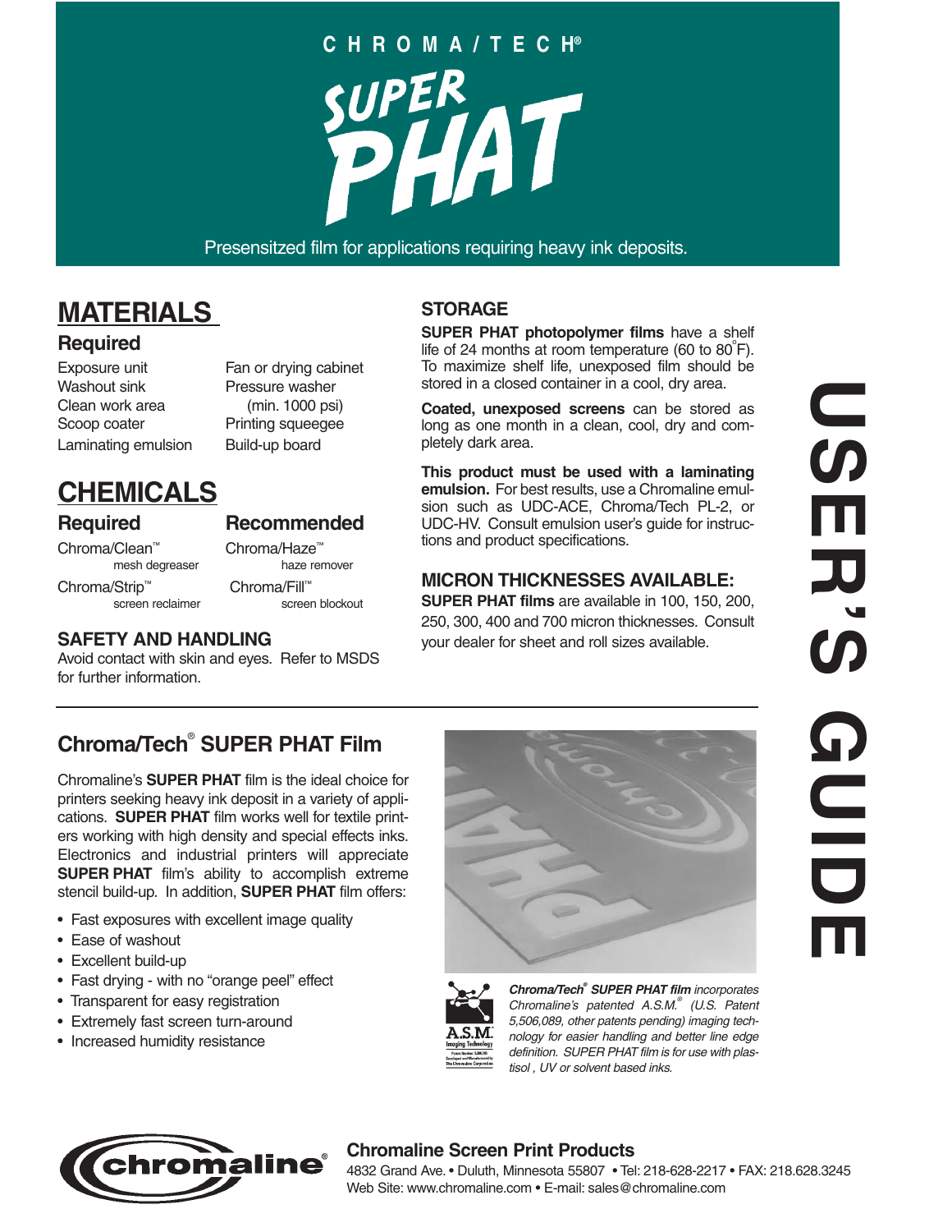# CHROMA/TECH®

# SUPER PHAT

Presensitzed film for applications requiring heavy ink deposits.

## MATERIALS

### Required

- Exposure unit
- Washout sink
- Clean work area
- Scoop coater
- Laminating emulsion
- Fan or drying cabinet
- Pressure washer (min. 1000 psi)
- Printing squeegee
- Build-up board

## CHEMICALS

### Required

- Chroma/Clean™ mesh degreaser
- Chroma/Strip™ screen reclaimer

### Recommended

- Chroma/Haze™ haze remover
- Chroma/Fill™ screen blockout

### SAFETY AND HANDLING

Avoid contact with skin and eyes. Refer to MSDS for further information.

### STORAGE

**SUPER PHAT photopolymer films** have a shelf life of 24 months at room temperature (60 to 80°F). To maximize shelf life, unexposed film should be stored in a closed container in a cool, dry area.

**Coated, unexposed screens** can be stored as long as one month in a clean, cool, dry and completely dark area.

**This product must be used with a laminating emulsion.** For best results, use a Chromaline emulsion such as UDC-ACE, Chroma/Tech PL-2, or UDC-HV. Consult emulsion user's guide for instructions and product specifications.

### MICRON THICKNESSES AVAILABLE:

**SUPER PHAT films** are available in 100, 150, 200, 250, 300, 400 and 700 micron thicknesses. Consult your dealer for sheet and roll sizes available.

# USER'S GUIDE

## Chroma/Tech® SUPER PHAT Film

Chromaline's **SUPER PHAT** film is the ideal choice for printers seeking heavy ink deposit in a variety of applications. **SUPER PHAT** film works well for textile printers working with high density and special effects inks. Electronics and industrial printers will appreciate **SUPER PHAT** film's ability to accomplish extreme stencil build-up. In addition, **SUPER PHAT** film offers:

- Fast exposures with excellent image quality
- Ease of washout
- Excellent build-up
- Fast drying - with no "orange peel" effect
- Transparent for easy registration
- Extremely fast screen turn-around
- Increased humidity resistance

*__Chroma/Tech® SUPER PHAT film__ incorporates Chromaline's patented A.S.M.® (U.S. Patent 5,506,089, other patents pending) imaging technology for easier handling and better line edge definition. SUPER PHAT film is for use with plastisol , UV or solvent based inks.*

**Chromaline Screen Print Products**
4832 Grand Ave. • Duluth, Minnesota 55807 • Tel: 218-628-2217 • FAX: 218.628.3245
Web Site: www.chromaline.com • E-mail: sales@chromaline.com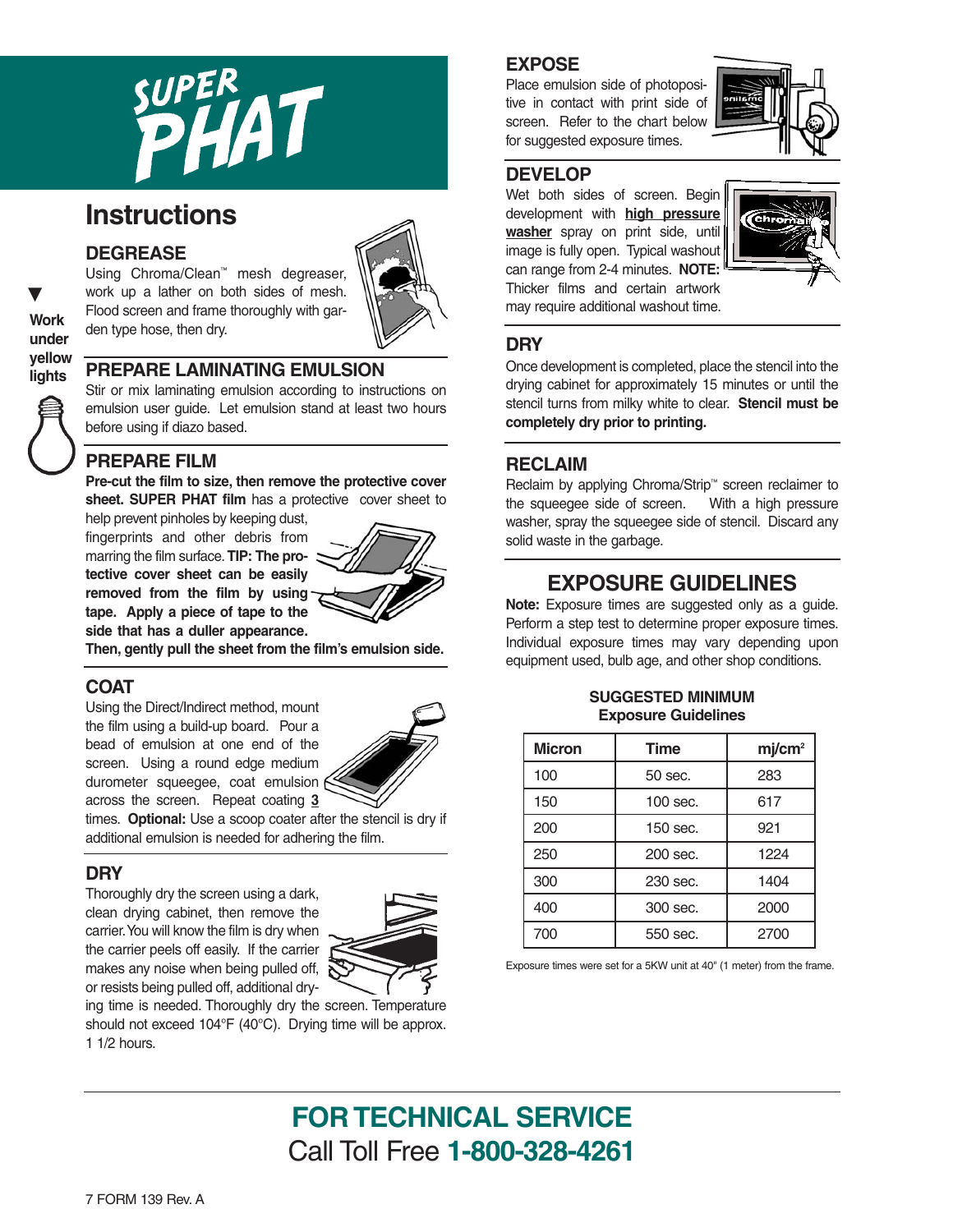# SUPER PHAT

## Instructions

▼ **Work under yellow lights**

### DEGREASE

Using Chroma/Clean™ mesh degreaser, work up a lather on both sides of mesh. Flood screen and frame thoroughly with garden type hose, then dry.

### PREPARE LAMINATING EMULSION

Stir or mix laminating emulsion according to instructions on emulsion user guide. Let emulsion stand at least two hours before using if diazo based.

### PREPARE FILM

**Pre-cut the film to size, then remove the protective cover sheet. SUPER PHAT film** has a protective cover sheet to help prevent pinholes by keeping dust, fingerprints and other debris from marring the film surface. **TIP: The protective cover sheet can be easily removed from the film by using tape. Apply a piece of tape to the side that has a duller appearance. Then, gently pull the sheet from the film's emulsion side.**

### COAT

Using the Direct/Indirect method, mount the film using a build-up board. Pour a bead of emulsion at one end of the screen. Using a round edge medium durometer squeegee, coat emulsion across the screen. Repeat coating **3** times. **Optional:** Use a scoop coater after the stencil is dry if additional emulsion is needed for adhering the film.

### DRY

Thoroughly dry the screen using a dark, clean drying cabinet, then remove the carrier. You will know the film is dry when the carrier peels off easily. If the carrier makes any noise when being pulled off, or resists being pulled off, additional drying time is needed. Thoroughly dry the screen. Temperature should not exceed 104°F (40°C). Drying time will be approx. 1 1/2 hours.

### EXPOSE

Place emulsion side of photopositive in contact with print side of screen. Refer to the chart below for suggested exposure times.

### DEVELOP

Wet both sides of screen. Begin development with **high pressure washer** spray on print side, until image is fully open. Typical washout can range from 2-4 minutes. **NOTE:** Thicker films and certain artwork may require additional washout time.

### DRY

Once development is completed, place the stencil into the drying cabinet for approximately 15 minutes or until the stencil turns from milky white to clear. **Stencil must be completely dry prior to printing.**

### RECLAIM

Reclaim by applying Chroma/Strip™ screen reclaimer to the squeegee side of screen. With a high pressure washer, spray the squeegee side of stencil. Discard any solid waste in the garbage.

## EXPOSURE GUIDELINES

**Note:** Exposure times are suggested only as a guide. Perform a step test to determine proper exposure times. Individual exposure times may vary depending upon equipment used, bulb age, and other shop conditions.

**SUGGESTED MINIMUM**
**Exposure Guidelines**

| Micron | Time | mj/cm² |
|---|---|---|
| 100 | 50 sec. | 283 |
| 150 | 100 sec. | 617 |
| 200 | 150 sec. | 921 |
| 250 | 200 sec. | 1224 |
| 300 | 230 sec. | 1404 |
| 400 | 300 sec. | 2000 |
| 700 | 550 sec. | 2700 |

Exposure times were set for a 5KW unit at 40" (1 meter) from the frame.

## FOR TECHNICAL SERVICE
Call Toll Free **1-800-328-4261**

7 FORM 139 Rev. A